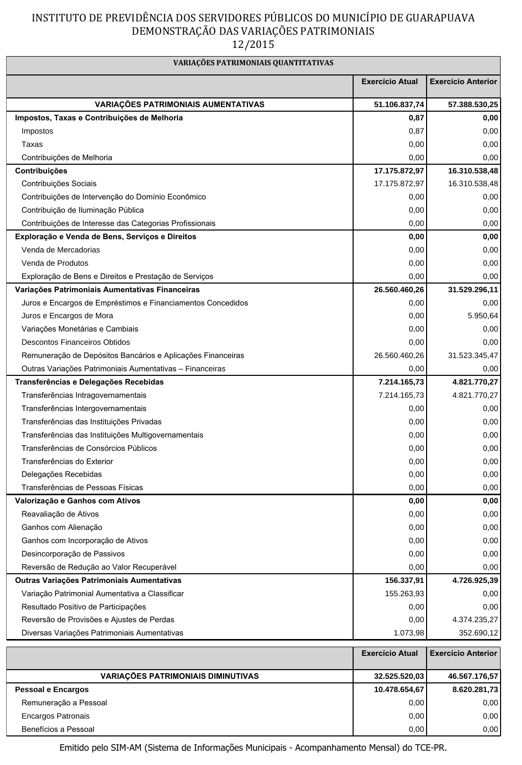# INSTITUTO DE PREVIDÊNCIA DOS SERVIDORES PÚBLICOS DO MUNICÍPIO DE GUARAPUAVA
## DEMONSTRAÇÃO DAS VARIAÇÕES PATRIMONIAIS
### 12/2015

**VARIAÇÕES PATRIMONIAIS QUANTITATIVAS**

| | Exercício Atual | Exercício Anterior |
|---|---|---|
| **VARIAÇÕES PATRIMONIAIS AUMENTATIVAS** | **51.106.837,74** | **57.388.530,25** |
| **Impostos, Taxas e Contribuições de Melhoria** | **0,87** | **0,00** |
| Impostos | 0,87 | 0,00 |
| Taxas | 0,00 | 0,00 |
| Contribuições de Melhoria | 0,00 | 0,00 |
| **Contribuições** | **17.175.872,97** | **16.310.538,48** |
| Contribuições Sociais | 17.175.872,97 | 16.310.538,48 |
| Contribuições de Intervenção do Domínio Econômico | 0,00 | 0,00 |
| Contribuição de Iluminação Pública | 0,00 | 0,00 |
| Contribuições de Interesse das Categorias Profissionais | 0,00 | 0,00 |
| **Exploração e Venda de Bens, Serviços e Direitos** | **0,00** | **0,00** |
| Venda de Mercadorias | 0,00 | 0,00 |
| Venda de Produtos | 0,00 | 0,00 |
| Exploração de Bens e Direitos e Prestação de Serviços | 0,00 | 0,00 |
| **Variações Patrimoniais Aumentativas Financeiras** | **26.560.460,26** | **31.529.296,11** |
| Juros e Encargos de Empréstimos e Financiamentos Concedidos | 0,00 | 0,00 |
| Juros e Encargos de Mora | 0,00 | 5.950,64 |
| Variações Monetárias e Cambiais | 0,00 | 0,00 |
| Descontos Financeiros Obtidos | 0,00 | 0,00 |
| Remuneração de Depósitos Bancários e Aplicações Financeiras | 26.560.460,26 | 31.523.345,47 |
| Outras Variações Patrimoniais Aumentativas – Financeiras | 0,00 | 0,00 |
| **Transferências e Delegações Recebidas** | **7.214.165,73** | **4.821.770,27** |
| Transferências Intragovernamentais | 7.214.165,73 | 4.821.770,27 |
| Transferências Intergovernamentais | 0,00 | 0,00 |
| Transferências das Instituições Privadas | 0,00 | 0,00 |
| Transferências das Instituições Multigovernamentais | 0,00 | 0,00 |
| Transferências de Consórcios Públicos | 0,00 | 0,00 |
| Transferências do Exterior | 0,00 | 0,00 |
| Delegações Recebidas | 0,00 | 0,00 |
| Transferências de Pessoas Físicas | 0,00 | 0,00 |
| **Valorização e Ganhos com Ativos** | **0,00** | **0,00** |
| Reavaliação de Ativos | 0,00 | 0,00 |
| Ganhos com Alienação | 0,00 | 0,00 |
| Ganhos com Incorporação de Ativos | 0,00 | 0,00 |
| Desincorporação de Passivos | 0,00 | 0,00 |
| Reversão de Redução ao Valor Recuperável | 0,00 | 0,00 |
| **Outras Variações Patrimoniais Aumentativas** | **156.337,91** | **4.726.925,39** |
| Variação Patrimonial Aumentativa a Classificar | 155.263,93 | 0,00 |
| Resultado Positivo de Participações | 0,00 | 0,00 |
| Reversão de Provisões e Ajustes de Perdas | 0,00 | 4.374.235,27 |
| Diversas Variações Patrimoniais Aumentativas | 1.073,98 | 352.690,12 |

| | Exercício Atual | Exercício Anterior |
|---|---|---|
| **VARIAÇÕES PATRIMONIAIS DIMINUTIVAS** | **32.525.520,03** | **46.567.176,57** |
| **Pessoal e Encargos** | **10.478.654,67** | **8.620.281,73** |
| Remuneração a Pessoal | 0,00 | 0,00 |
| Encargos Patronais | 0,00 | 0,00 |
| Benefícios a Pessoal | 0,00 | 0,00 |

Emitido pelo SIM-AM (Sistema de Informações Municipais - Acompanhamento Mensal) do TCE-PR.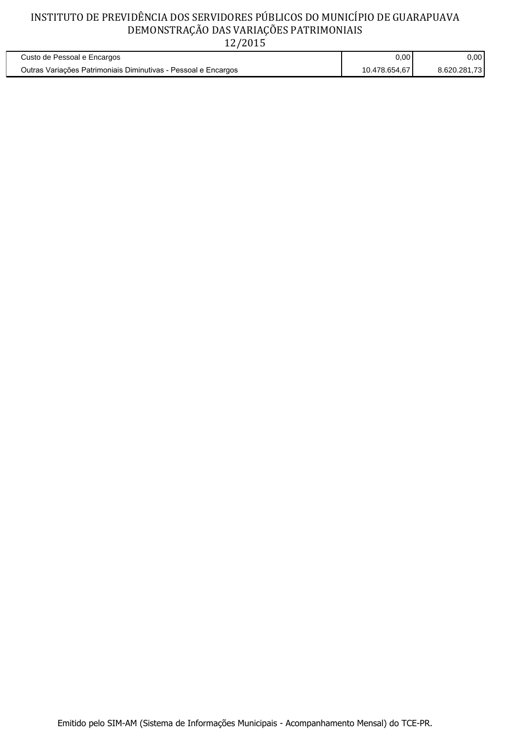| | | |
|---|---|---|
| Custo de Pessoal e Encargos | 0,00 | 0,00 |
| Outras Variações Patrimoniais Diminutivas - Pessoal e Encargos | 10.478.654,67 | 8.620.281,73 |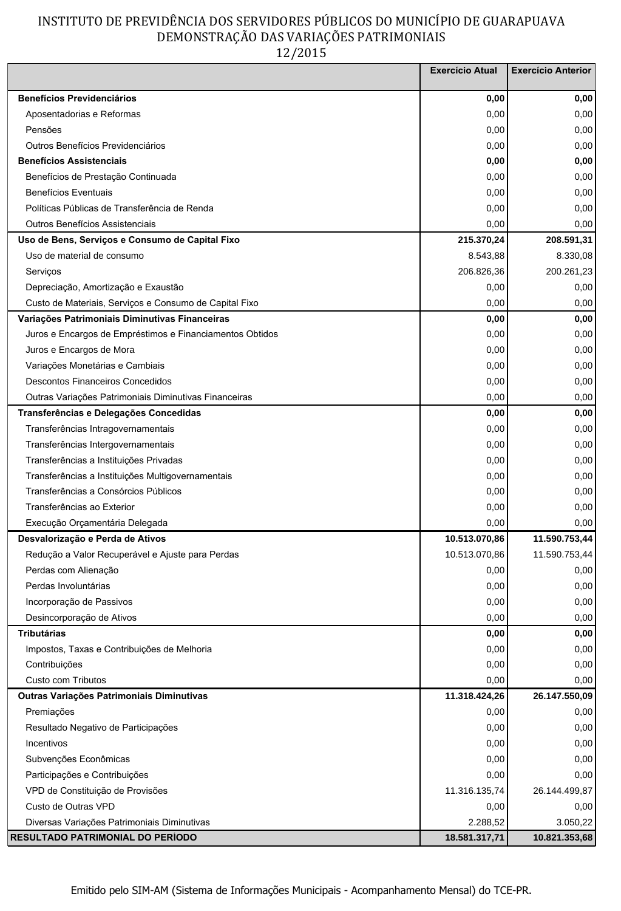# INSTITUTO DE PREVIDÊNCIA DOS SERVIDORES PÚBLICOS DO MUNICÍPIO DE GUARAPUAVA
## DEMONSTRAÇÃO DAS VARIAÇÕES PATRIMONIAIS
### 12/2015

| | Exercício Atual | Exercício Anterior |
|---|---:|---:|
| **Benefícios Previdenciários** | **0,00** | **0,00** |
| Aposentadorias e Reformas | 0,00 | 0,00 |
| Pensões | 0,00 | 0,00 |
| Outros Benefícios Previdenciários | 0,00 | 0,00 |
| **Benefícios Assistenciais** | **0,00** | **0,00** |
| Benefícios de Prestação Continuada | 0,00 | 0,00 |
| Benefícios Eventuais | 0,00 | 0,00 |
| Políticas Públicas de Transferência de Renda | 0,00 | 0,00 |
| Outros Benefícios Assistenciais | 0,00 | 0,00 |
| **Uso de Bens, Serviços e Consumo de Capital Fixo** | **215.370,24** | **208.591,31** |
| Uso de material de consumo | 8.543,88 | 8.330,08 |
| Serviços | 206.826,36 | 200.261,23 |
| Depreciação, Amortização e Exaustão | 0,00 | 0,00 |
| Custo de Materiais, Serviços e Consumo de Capital Fixo | 0,00 | 0,00 |
| **Variações Patrimoniais Diminutivas Financeiras** | **0,00** | **0,00** |
| Juros e Encargos de Empréstimos e Financiamentos Obtidos | 0,00 | 0,00 |
| Juros e Encargos de Mora | 0,00 | 0,00 |
| Variações Monetárias e Cambiais | 0,00 | 0,00 |
| Descontos Financeiros Concedidos | 0,00 | 0,00 |
| Outras Variações Patrimoniais Diminutivas Financeiras | 0,00 | 0,00 |
| **Transferências e Delegações Concedidas** | **0,00** | **0,00** |
| Transferências Intragovernamentais | 0,00 | 0,00 |
| Transferências Intergovernamentais | 0,00 | 0,00 |
| Transferências a Instituições Privadas | 0,00 | 0,00 |
| Transferências a Instituições Multigovernamentais | 0,00 | 0,00 |
| Transferências a Consórcios Públicos | 0,00 | 0,00 |
| Transferências ao Exterior | 0,00 | 0,00 |
| Execução Orçamentária Delegada | 0,00 | 0,00 |
| **Desvalorização e Perda de Ativos** | **10.513.070,86** | **11.590.753,44** |
| Redução a Valor Recuperável e Ajuste para Perdas | 10.513.070,86 | 11.590.753,44 |
| Perdas com Alienação | 0,00 | 0,00 |
| Perdas Involuntárias | 0,00 | 0,00 |
| Incorporação de Passivos | 0,00 | 0,00 |
| Desincorporação de Ativos | 0,00 | 0,00 |
| **Tributárias** | **0,00** | **0,00** |
| Impostos, Taxas e Contribuições de Melhoria | 0,00 | 0,00 |
| Contribuições | 0,00 | 0,00 |
| Custo com Tributos | 0,00 | 0,00 |
| **Outras Variações Patrimoniais Diminutivas** | **11.318.424,26** | **26.147.550,09** |
| Premiações | 0,00 | 0,00 |
| Resultado Negativo de Participações | 0,00 | 0,00 |
| Incentivos | 0,00 | 0,00 |
| Subvenções Econômicas | 0,00 | 0,00 |
| Participações e Contribuições | 0,00 | 0,00 |
| VPD de Constituição de Provisões | 11.316.135,74 | 26.144.499,87 |
| Custo de Outras VPD | 0,00 | 0,00 |
| Diversas Variações Patrimoniais Diminutivas | 2.288,52 | 3.050,22 |
| **RESULTADO PATRIMONIAL DO PERÍODO** | **18.581.317,71** | **10.821.353,68** |

Emitido pelo SIM-AM (Sistema de Informações Municipais - Acompanhamento Mensal) do TCE-PR.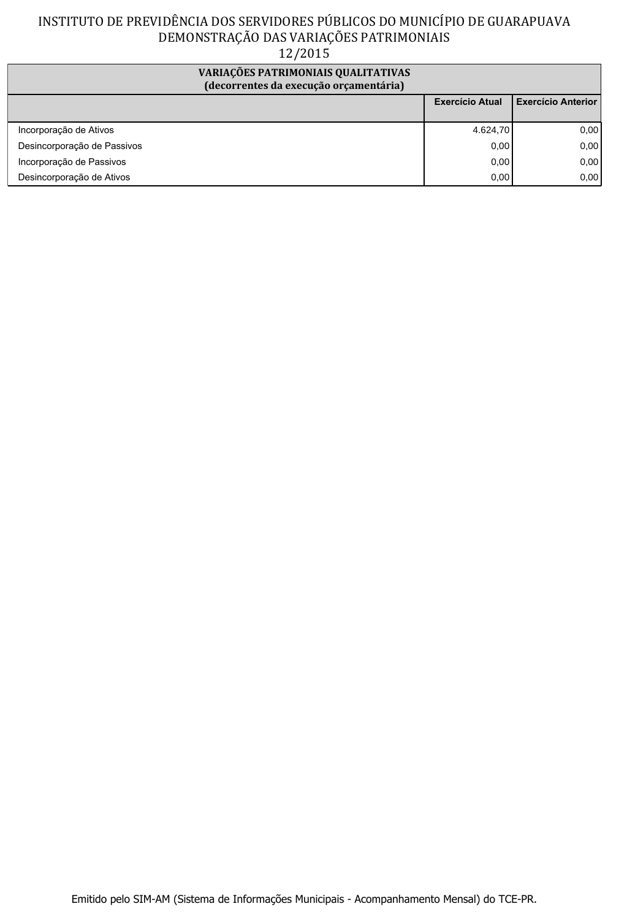# INSTITUTO DE PREVIDÊNCIA DOS SERVIDORES PÚBLICOS DO MUNICÍPIO DE GUARAPUAVA

## DEMONSTRAÇÃO DAS VARIAÇÕES PATRIMONIAIS

12/2015

| VARIAÇÕES PATRIMONIAIS QUALITATIVAS (decorrentes da execução orçamentária) | | |
|---|---|---|
| | **Exercício Atual** | **Exercício Anterior** |
| Incorporação de Ativos | 4.624,70 | 0,00 |
| Desincorporação de Passivos | 0,00 | 0,00 |
| Incorporação de Passivos | 0,00 | 0,00 |
| Desincorporação de Ativos | 0,00 | 0,00 |

Emitido pelo SIM-AM (Sistema de Informações Municipais - Acompanhamento Mensal) do TCE-PR.